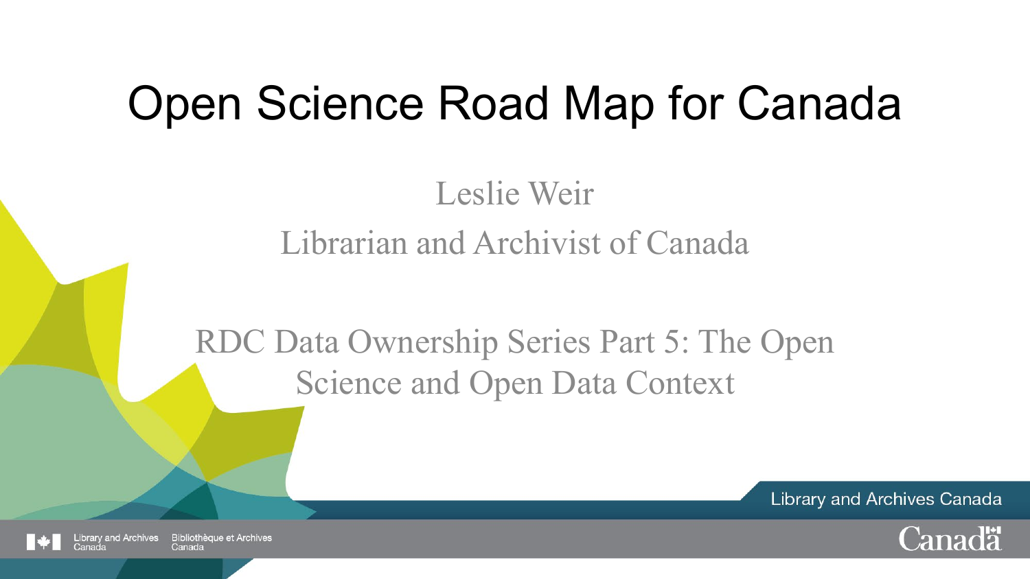# Open Science Road Map for Canada

Leslie Weir

Librarian and Archivist of Canada

RDC Data Ownership Series Part 5: The Open Science and Open Data Context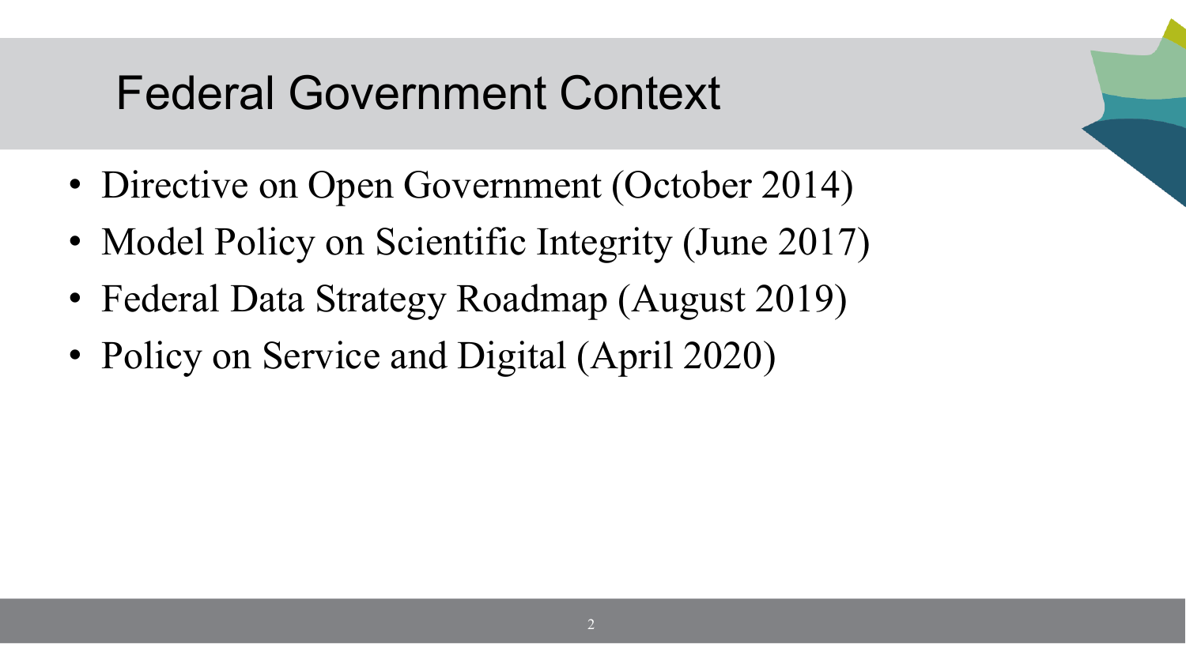# Federal Government Context

- Directive on Open Government (October 2014)
- Model Policy on Scientific Integrity (June 2017)
- Federal Data Strategy Roadmap (August 2019)
- Policy on Service and Digital (April 2020)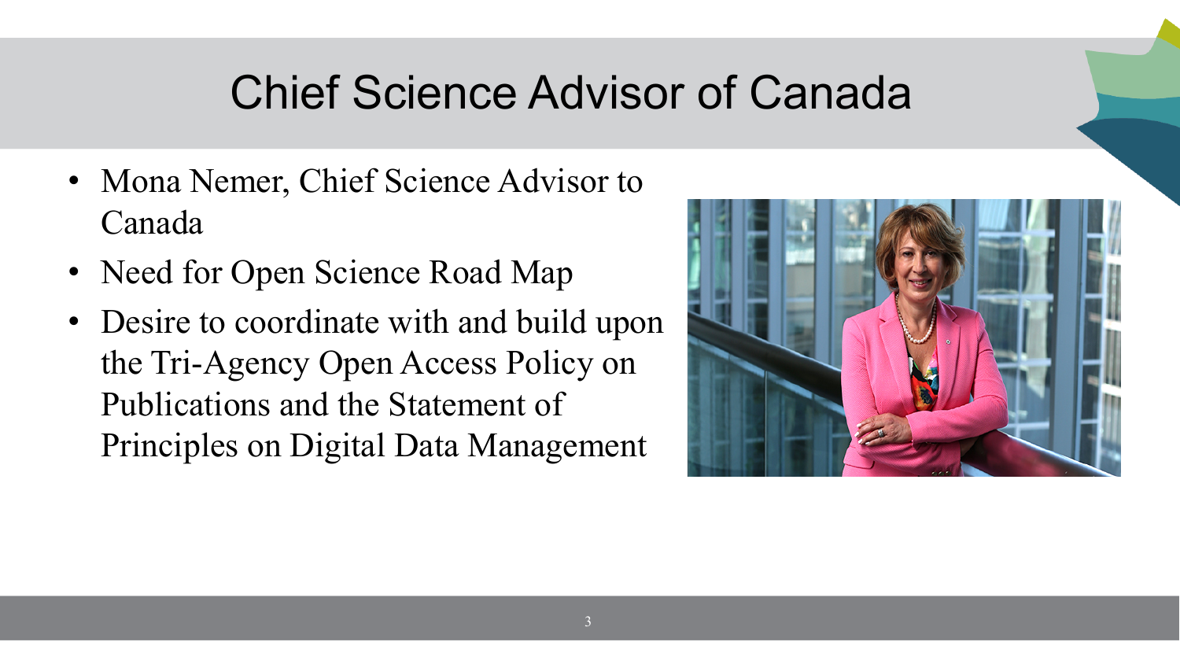# Chief Science Advisor of Canada

- Mona Nemer, Chief Science Advisor to Canada
- Need for Open Science Road Map
- Desire to coordinate with and build upon the Tri-Agency Open Access Policy on Publications and the Statement of Principles on Digital Data Management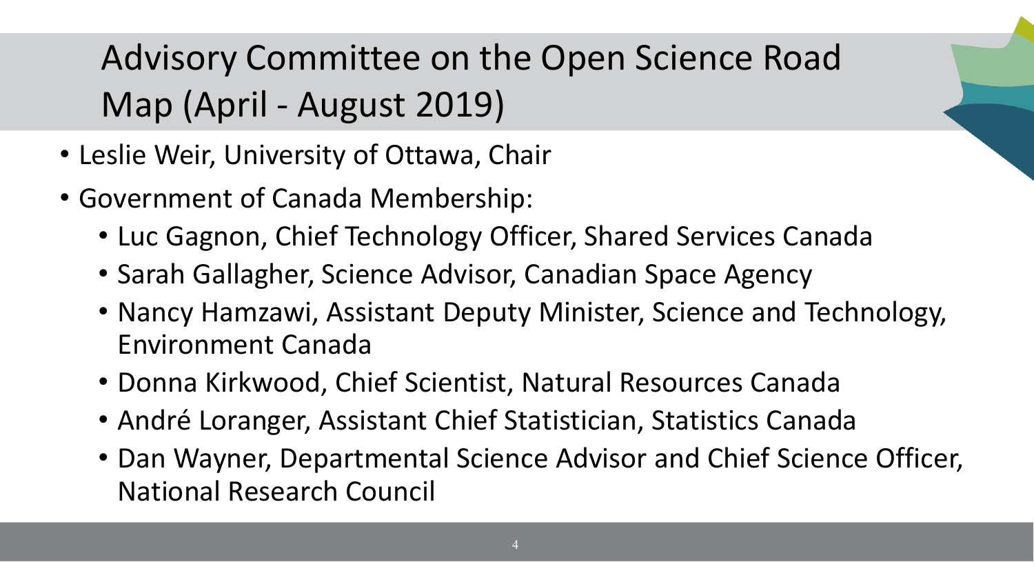# Advisory Committee on the Open Science Road Map (April - August 2019)

- Leslie Weir, University of Ottawa, Chair
- Government of Canada Membership:
  - Luc Gagnon, Chief Technology Officer, Shared Services Canada
  - Sarah Gallagher, Science Advisor, Canadian Space Agency
  - Nancy Hamzawi, Assistant Deputy Minister, Science and Technology, Environment Canada
  - Donna Kirkwood, Chief Scientist, Natural Resources Canada
  - André Loranger, Assistant Chief Statistician, Statistics Canada
  - Dan Wayner, Departmental Science Advisor and Chief Science Officer, National Research Council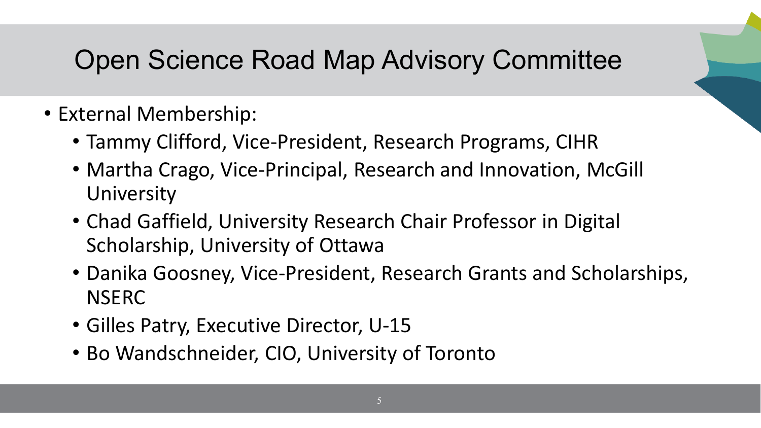# Open Science Road Map Advisory Committee

- External Membership:
  - Tammy Clifford, Vice-President, Research Programs, CIHR
  - Martha Crago, Vice-Principal, Research and Innovation, McGill University
  - Chad Gaffield, University Research Chair Professor in Digital Scholarship, University of Ottawa
  - Danika Goosney, Vice-President, Research Grants and Scholarships, NSERC
  - Gilles Patry, Executive Director, U-15
  - Bo Wandschneider, CIO, University of Toronto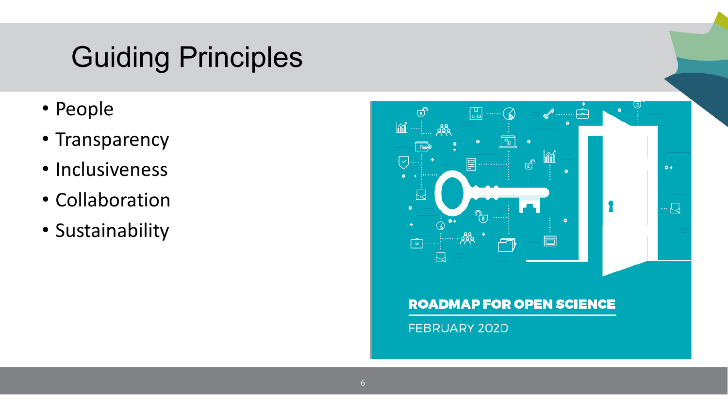# Guiding Principles

- People
- Transparency
- Inclusiveness
- Collaboration
- Sustainability

**ROADMAP FOR OPEN SCIENCE**

FEBRUARY 2020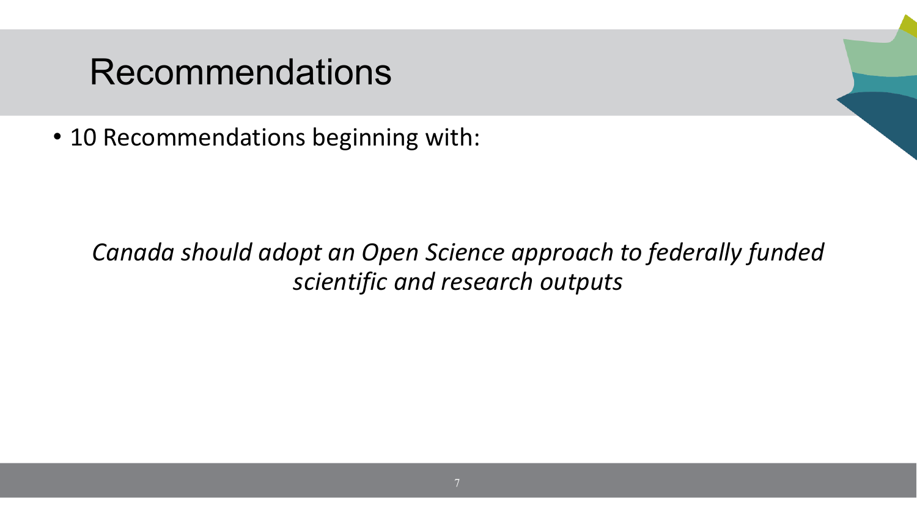# Recommendations

- 10 Recommendations beginning with:

*Canada should adopt an Open Science approach to federally funded scientific and research outputs*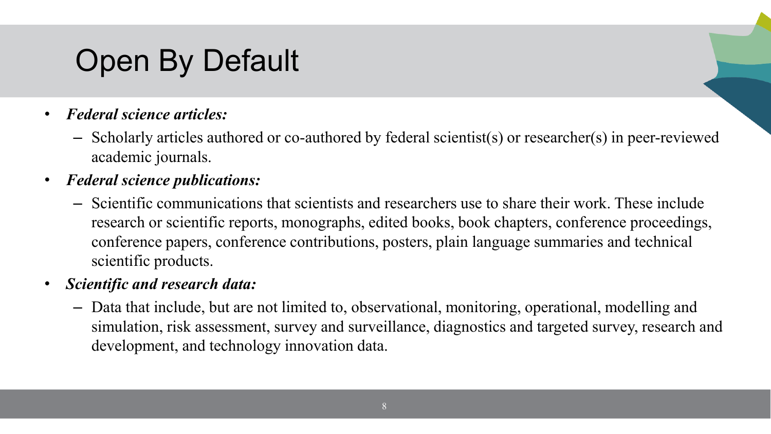# Open By Default

- ***Federal science articles:***
  - Scholarly articles authored or co-authored by federal scientist(s) or researcher(s) in peer-reviewed academic journals.
- ***Federal science publications:***
  - Scientific communications that scientists and researchers use to share their work. These include research or scientific reports, monographs, edited books, book chapters, conference proceedings, conference papers, conference contributions, posters, plain language summaries and technical scientific products.
- ***Scientific and research data:***
  - Data that include, but are not limited to, observational, monitoring, operational, modelling and simulation, risk assessment, survey and surveillance, diagnostics and targeted survey, research and development, and technology innovation data.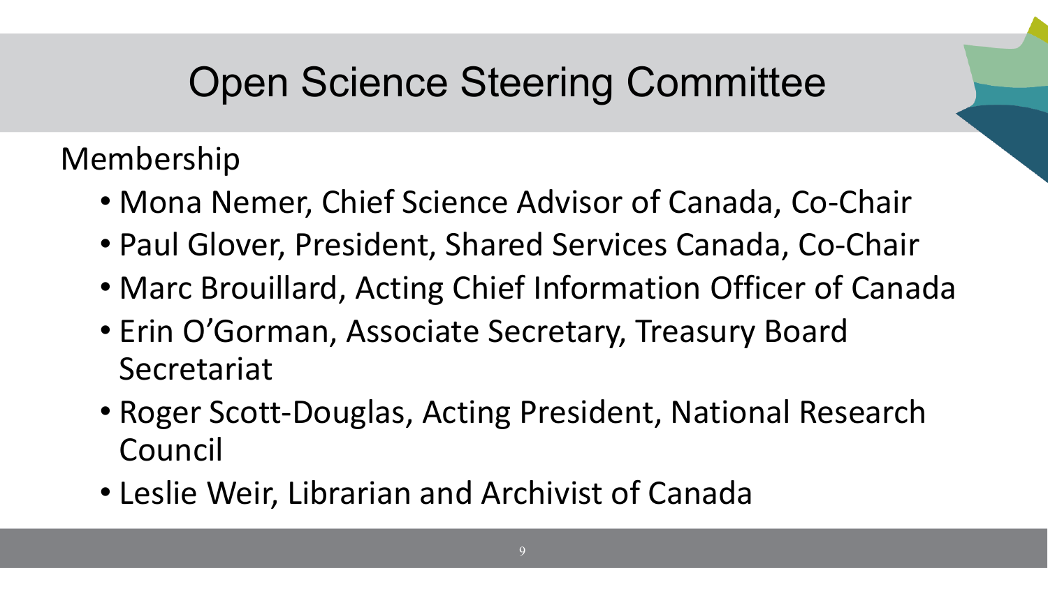# Open Science Steering Committee

Membership

- Mona Nemer, Chief Science Advisor of Canada, Co-Chair
- Paul Glover, President, Shared Services Canada, Co-Chair
- Marc Brouillard, Acting Chief Information Officer of Canada
- Erin O'Gorman, Associate Secretary, Treasury Board Secretariat
- Roger Scott-Douglas, Acting President, National Research Council
- Leslie Weir, Librarian and Archivist of Canada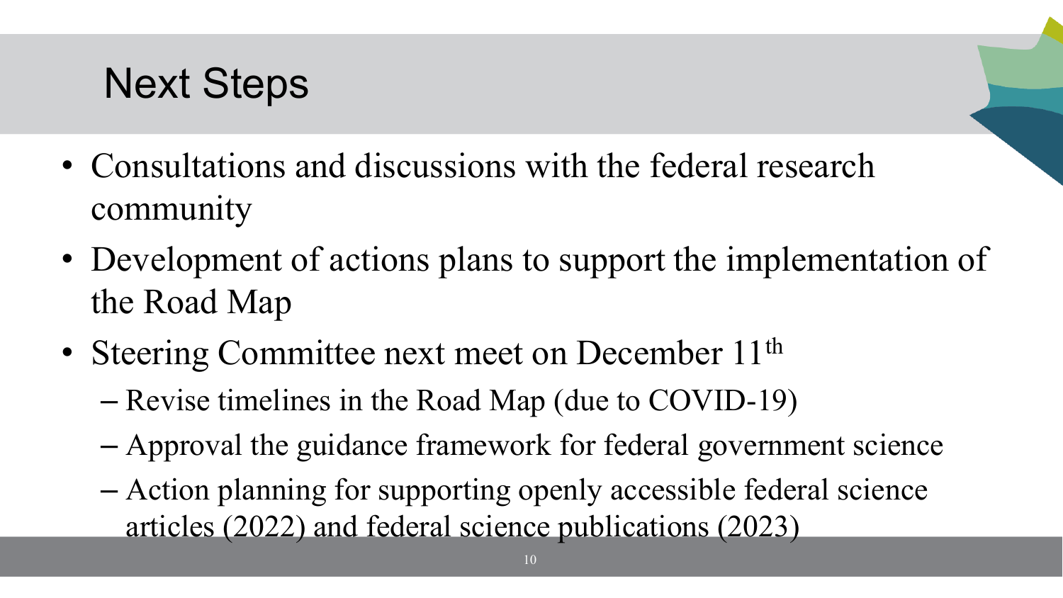# Next Steps

- Consultations and discussions with the federal research community
- Development of actions plans to support the implementation of the Road Map
- Steering Committee next meet on December 11th
  - Revise timelines in the Road Map (due to COVID-19)
  - Approval the guidance framework for federal government science
  - Action planning for supporting openly accessible federal science articles (2022) and federal science publications (2023)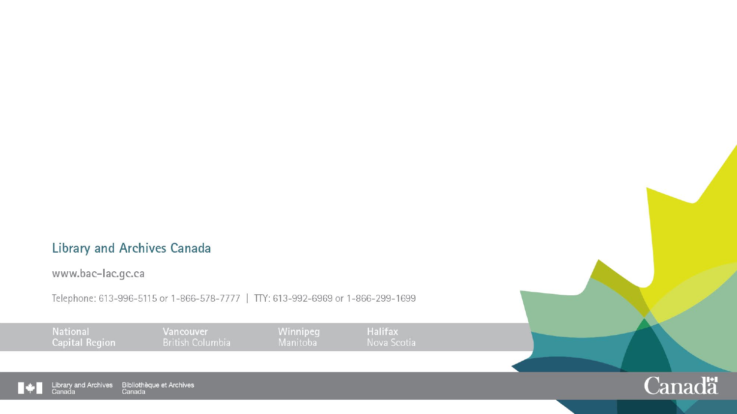## Library and Archives Canada

www.bac-lac.gc.ca

Telephone: 613-996-5115 or 1-866-578-7777 | TTY: 613-992-6969 or 1-866-299-1699

National Capital Region

Vancouver British Columbia

Winnipeg Manitoba

Halifax Nova Scotia

Library and Archives Canada    Bibliothèque et Archives Canada

Canada